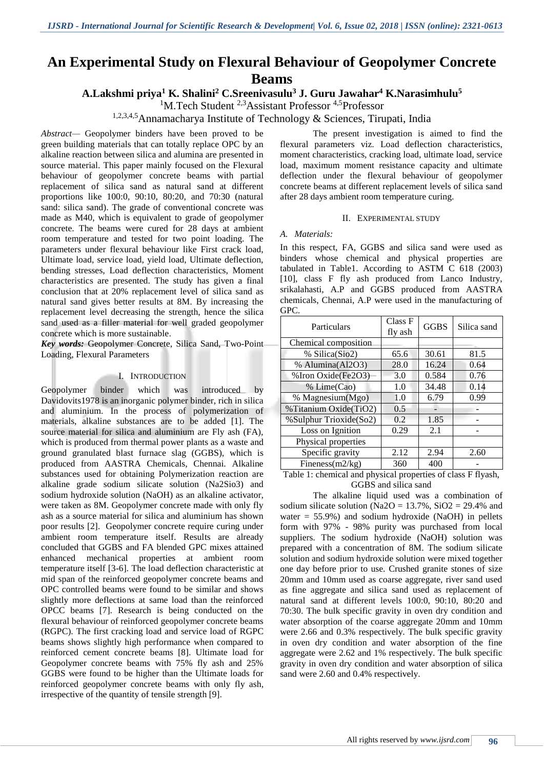# An Experimental Study on Flexural Behaviour of Geopolymer Concrete Beams

**A.Lakshmi priya[1] K. Shalini[2] C.Sreenivasulu[3] J. Guru Jawahar[4] K.Narasimhulu[5]**

[1]M.Tech Student [2,3]Assistant Professor [4,5]Professor

[1,2,3,4,5]Annamacharya Institute of Technology & Sciences, Tirupati, India

*Abstract*— Geopolymer binders have been proved to be green building materials that can totally replace OPC by an alkaline reaction between silica and alumina are presented in source material. This paper mainly focused on the Flexural behaviour of geopolymer concrete beams with partial replacement of silica sand as natural sand at different proportions like 100:0, 90:10, 80:20, and 70:30 (natural sand: silica sand). The grade of conventional concrete was made as M40, which is equivalent to grade of geopolymer concrete. The beams were cured for 28 days at ambient room temperature and tested for two point loading. The parameters under flexural behaviour like First crack load, Ultimate load, service load, yield load, Ultimate deflection, bending stresses, Load deflection characteristics, Moment characteristics are presented. The study has given a final conclusion that at 20% replacement level of silica sand as natural sand gives better results at 8M. By increasing the replacement level decreasing the strength, hence the silica sand used as a filler material for well graded geopolymer concrete which is more sustainable.

***Key words:*** Geopolymer Concrete, Silica Sand, Two-Point Loading, Flexural Parameters

## I. Introduction

Geopolymer binder which was introduced by Davidovits1978 is an inorganic polymer binder, rich in silica and aluminium. In the process of polymerization of materials, alkaline substances are to be added [1]. The source material for silica and aluminium are Fly ash (FA), which is produced from thermal power plants as a waste and ground granulated blast furnace slag (GGBS), which is produced from AASTRA Chemicals, Chennai. Alkaline substances used for obtaining Polymerization reaction are alkaline grade sodium silicate solution ($Na_2SiO_3$) and sodium hydroxide solution (NaOH) as an alkaline activator, were taken as 8M. Geopolymer concrete made with only fly ash as a source material for silica and aluminium has shown poor results [2]. Geopolymer concrete require curing under ambient room temperature itself. Results are already concluded that GGBS and FA blended GPC mixes attained enhanced mechanical properties at ambient room temperature itself [3-6]. The load deflection characteristic at mid span of the reinforced geopolymer concrete beams and OPC controlled beams were found to be similar and shows slightly more deflections at same load than the reinforced OPCC beams [7]. Research is being conducted on the flexural behaviour of reinforced geopolymer concrete beams (RGPC). The first cracking load and service load of RGPC beams shows slightly high performance when compared to reinforced cement concrete beams [8]. Ultimate load for Geopolymer concrete beams with 75% fly ash and 25% GGBS were found to be higher than the Ultimate loads for reinforced geopolymer concrete beams with only fly ash, irrespective of the quantity of tensile strength [9].

The present investigation is aimed to find the flexural parameters viz. Load deflection characteristics, moment characteristics, cracking load, ultimate load, service load, maximum moment resistance capacity and ultimate deflection under the flexural behaviour of geopolymer concrete beams at different replacement levels of silica sand after 28 days ambient room temperature curing.

## II. Experimental Study

### *A. Materials:*

In this respect, FA, GGBS and silica sand were used as binders whose chemical and physical properties are tabulated in Table1. According to ASTM C 618 (2003) [10], class F fly ash produced from Lanco Industry, srikalahasti, A.P and GGBS produced from AASTRA chemicals, Chennai, A.P were used in the manufacturing of GPC.

| Particulars | Class F fly ash | GGBS | Silica sand |
|---|---|---|---|
| Chemical composition | | | |
| % Silica($SiO_2$) | 65.6 | 30.61 | 81.5 |
| % Alumina($Al_2O_3$) | 28.0 | 16.24 | 0.64 |
| %Iron Oxide($Fe_2O_3$) | 3.0 | 0.584 | 0.76 |
| % Lime(CaO) | 1.0 | 34.48 | 0.14 |
| % Magnesium(MgO) | 1.0 | 6.79 | 0.99 |
| %Titanium Oxide($TiO_2$) | 0.5 | - | - |
| %Sulphur Trioxide($SO_2$) | 0.2 | 1.85 | - |
| Loss on Ignition | 0.29 | 2.1 | - |
| Physical properties | | | |
| Specific gravity | 2.12 | 2.94 | 2.60 |
| Fineness($m^2/kg$) | 360 | 400 | - |

Table 1: chemical and physical properties of class F flyash, GGBS and silica sand

The alkaline liquid used was a combination of sodium silicate solution ($Na_2O$ = 13.7%, $SiO_2$ = 29.4% and water = 55.9%) and sodium hydroxide (NaOH) in pellets form with 97% - 98% purity was purchased from local suppliers. The sodium hydroxide (NaOH) solution was prepared with a concentration of 8M. The sodium silicate solution and sodium hydroxide solution were mixed together one day before prior to use. Crushed granite stones of size 20mm and 10mm used as coarse aggregate, river sand used as fine aggregate and silica sand used as replacement of natural sand at different levels 100:0, 90:10, 80:20 and 70:30. The bulk specific gravity in oven dry condition and water absorption of the coarse aggregate 20mm and 10mm were 2.66 and 0.3% respectively. The bulk specific gravity in oven dry condition and water absorption of the fine aggregate were 2.62 and 1% respectively. The bulk specific gravity in oven dry condition and water absorption of silica sand were 2.60 and 0.4% respectively.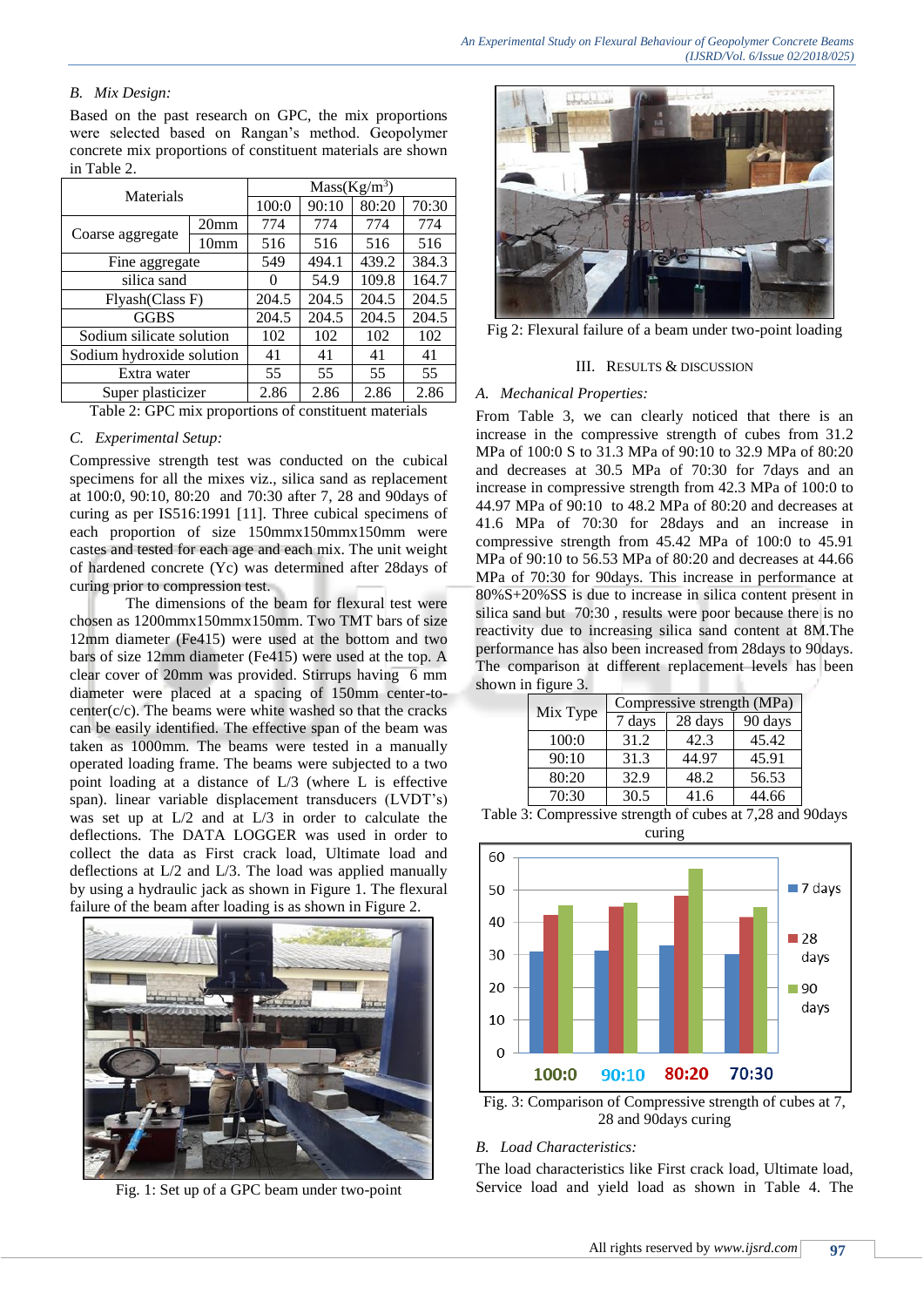### B. Mix Design:

Based on the past research on GPC, the mix proportions were selected based on Rangan's method. Geopolymer concrete mix proportions of constituent materials are shown in Table 2.

| Materials | | Mass(Kg/m$^3$) | | | |
|---|---|---|---|---|---|
| | | 100:0 | 90:10 | 80:20 | 70:30 |
| Coarse aggregate | 20mm | 774 | 774 | 774 | 774 |
| | 10mm | 516 | 516 | 516 | 516 |
| Fine aggregate | | 549 | 494.1 | 439.2 | 384.3 |
| silica sand | | 0 | 54.9 | 109.8 | 164.7 |
| Flyash(Class F) | | 204.5 | 204.5 | 204.5 | 204.5 |
| GGBS | | 204.5 | 204.5 | 204.5 | 204.5 |
| Sodium silicate solution | | 102 | 102 | 102 | 102 |
| Sodium hydroxide solution | | 41 | 41 | 41 | 41 |
| Extra water | | 55 | 55 | 55 | 55 |
| Super plasticizer | | 2.86 | 2.86 | 2.86 | 2.86 |

Table 2: GPC mix proportions of constituent materials

### C. Experimental Setup:

Compressive strength test was conducted on the cubical specimens for all the mixes viz., silica sand as replacement at 100:0, 90:10, 80:20 and 70:30 after 7, 28 and 90days of curing as per IS516:1991 [11]. Three cubical specimens of each proportion of size 150mmx150mmx150mm were castes and tested for each age and each mix. The unit weight of hardened concrete (Yc) was determined after 28days of curing prior to compression test.

The dimensions of the beam for flexural test were chosen as 1200mmx150mmx150mm. Two TMT bars of size 12mm diameter (Fe415) were used at the bottom and two bars of size 12mm diameter (Fe415) were used at the top. A clear cover of 20mm was provided. Stirrups having 6 mm diameter were placed at a spacing of 150mm center-to-center(c/c). The beams were white washed so that the cracks can be easily identified. The effective span of the beam was taken as 1000mm. The beams were tested in a manually operated loading frame. The beams were subjected to a two point loading at a distance of L/3 (where L is effective span). linear variable displacement transducers (LVDT's) was set up at L/2 and at L/3 in order to calculate the deflections. The DATA LOGGER was used in order to collect the data as First crack load, Ultimate load and deflections at L/2 and L/3. The load was applied manually by using a hydraulic jack as shown in Figure 1. The flexural failure of the beam after loading is as shown in Figure 2.

Fig. 1: Set up of a GPC beam under two-point

Fig 2: Flexural failure of a beam under two-point loading

## III. RESULTS & DISCUSSION

### A. Mechanical Properties:

From Table 3, we can clearly noticed that there is an increase in the compressive strength of cubes from 31.2 MPa of 100:0 S to 31.3 MPa of 90:10 to 32.9 MPa of 80:20 and decreases at 30.5 MPa of 70:30 for 7days and an increase in compressive strength from 42.3 MPa of 100:0 to 44.97 MPa of 90:10 to 48.2 MPa of 80:20 and decreases at 41.6 MPa of 70:30 for 28days and an increase in compressive strength from 45.42 MPa of 100:0 to 45.91 MPa of 90:10 to 56.53 MPa of 80:20 and decreases at 44.66 MPa of 70:30 for 90days. This increase in performance at 80%S+20%SS is due to increase in silica content present in silica sand but 70:30 , results were poor because there is no reactivity due to increasing silica sand content at 8M.The performance has also been increased from 28days to 90days. The comparison at different replacement levels has been shown in figure 3.

| Mix Type | Compressive strength (MPa) | | |
|---|---|---|---|
| | 7 days | 28 days | 90 days |
| 100:0 | 31.2 | 42.3 | 45.42 |
| 90:10 | 31.3 | 44.97 | 45.91 |
| 80:20 | 32.9 | 48.2 | 56.53 |
| 70:30 | 30.5 | 41.6 | 44.66 |

Table 3: Compressive strength of cubes at 7,28 and 90days curing

Fig. 3: Comparison of Compressive strength of cubes at 7, 28 and 90days curing

### B. Load Characteristics:

The load characteristics like First crack load, Ultimate load, Service load and yield load as shown in Table 4. The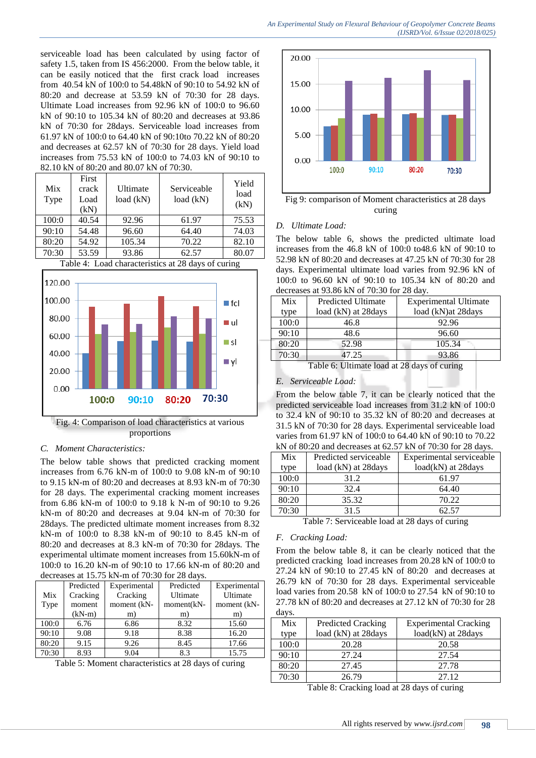serviceable load has been calculated by using factor of safety 1.5, taken from IS 456:2000. From the below table, it can be easily noticed that the first crack load increases from 40.54 kN of 100:0 to 54.48kN of 90:10 to 54.92 kN of 80:20 and decrease at 53.59 kN of 70:30 for 28 days. Ultimate Load increases from 92.96 kN of 100:0 to 96.60 kN of 90:10 to 105.34 kN of 80:20 and decreases at 93.86 kN of 70:30 for 28days. Serviceable load increases from 61.97 kN of 100:0 to 64.40 kN of 90:10to 70.22 kN of 80:20 and decreases at 62.57 kN of 70:30 for 28 days. Yield load increases from 75.53 kN of 100:0 to 74.03 kN of 90:10 to 82.10 kN of 80:20 and 80.07 kN of 70:30.

| Mix Type | First crack Load (kN) | Ultimate load (kN) | Serviceable load (kN) | Yield load (kN) |
|---|---|---|---|---|
| 100:0 | 40.54 | 92.96 | 61.97 | 75.53 |
| 90:10 | 54.48 | 96.60 | 64.40 | 74.03 |
| 80:20 | 54.92 | 105.34 | 70.22 | 82.10 |
| 70:30 | 53.59 | 93.86 | 62.57 | 80.07 |

Table 4: Load characteristics at 28 days of curing

Fig. 4: Comparison of load characteristics at various proportions

## C. Moment Characteristics:

The below table shows that predicted cracking moment increases from 6.76 kN-m of 100:0 to 9.08 kN-m of 90:10 to 9.15 kN-m of 80:20 and decreases at 8.93 kN-m of 70:30 for 28 days. The experimental cracking moment increases from 6.86 kN-m of 100:0 to 9.18 k N-m of 90:10 to 9.26 kN-m of 80:20 and decreases at 9.04 kN-m of 70:30 for 28days. The predicted ultimate moment increases from 8.32 kN-m of 100:0 to 8.38 kN-m of 90:10 to 8.45 kN-m of 80:20 and decreases at 8.3 kN-m of 70:30 for 28days. The experimental ultimate moment increases from 15.60kN-m of 100:0 to 16.20 kN-m of 90:10 to 17.66 kN-m of 80:20 and decreases at 15.75 kN-m of 70:30 for 28 days.

| Mix Type | Predicted Cracking moment (kN-m) | Experimental Cracking moment (kN-m) | Predicted Ultimate moment(kN-m) | Experimental Ultimate moment (kN-m) |
|---|---|---|---|---|
| 100:0 | 6.76 | 6.86 | 8.32 | 15.60 |
| 90:10 | 9.08 | 9.18 | 8.38 | 16.20 |
| 80:20 | 9.15 | 9.26 | 8.45 | 17.66 |
| 70:30 | 8.93 | 9.04 | 8.3 | 15.75 |

Table 5: Moment characteristics at 28 days of curing

Fig 9: comparison of Moment characteristics at 28 days curing

## D. Ultimate Load:

The below table 6, shows the predicted ultimate load increases from the 46.8 kN of 100:0 to48.6 kN of 90:10 to 52.98 kN of 80:20 and decreases at 47.25 kN of 70:30 for 28 days. Experimental ultimate load varies from 92.96 kN of 100:0 to 96.60 kN of 90:10 to 105.34 kN of 80:20 and decreases at 93.86 kN of 70:30 for 28 day.

| Mix type | Predicted Ultimate load (kN) at 28days | Experimental Ultimate load (kN)at 28days |
|---|---|---|
| 100:0 | 46.8 | 92.96 |
| 90:10 | 48.6 | 96.60 |
| 80:20 | 52.98 | 105.34 |
| 70:30 | 47.25 | 93.86 |

Table 6: Ultimate load at 28 days of curing

## E. Serviceable Load:

From the below table 7, it can be clearly noticed that the predicted serviceable load increases from 31.2 kN of 100:0 to 32.4 kN of 90:10 to 35.32 kN of 80:20 and decreases at 31.5 kN of 70:30 for 28 days. Experimental serviceable load varies from 61.97 kN of 100:0 to 64.40 kN of 90:10 to 70.22 kN of 80:20 and decreases at 62.57 kN of 70:30 for 28 days.

| Mix type | Predicted serviceable load (kN) at 28days | Experimental serviceable load(kN) at 28days |
|---|---|---|
| 100:0 | 31.2 | 61.97 |
| 90:10 | 32.4 | 64.40 |
| 80:20 | 35.32 | 70.22 |
| 70:30 | 31.5 | 62.57 |

Table 7: Serviceable load at 28 days of curing

## F. Cracking Load:

From the below table 8, it can be clearly noticed that the predicted cracking load increases from 20.28 kN of 100:0 to 27.24 kN of 90:10 to 27.45 kN of 80:20 and decreases at 26.79 kN of 70:30 for 28 days. Experimental serviceable load varies from 20.58 kN of 100:0 to 27.54 kN of 90:10 to 27.78 kN of 80:20 and decreases at 27.12 kN of 70:30 for 28 days.

| Mix type | Predicted Cracking load (kN) at 28days | Experimental Cracking load(kN) at 28days |
|---|---|---|
| 100:0 | 20.28 | 20.58 |
| 90:10 | 27.24 | 27.54 |
| 80:20 | 27.45 | 27.78 |
| 70:30 | 26.79 | 27.12 |

Table 8: Cracking load at 28 days of curing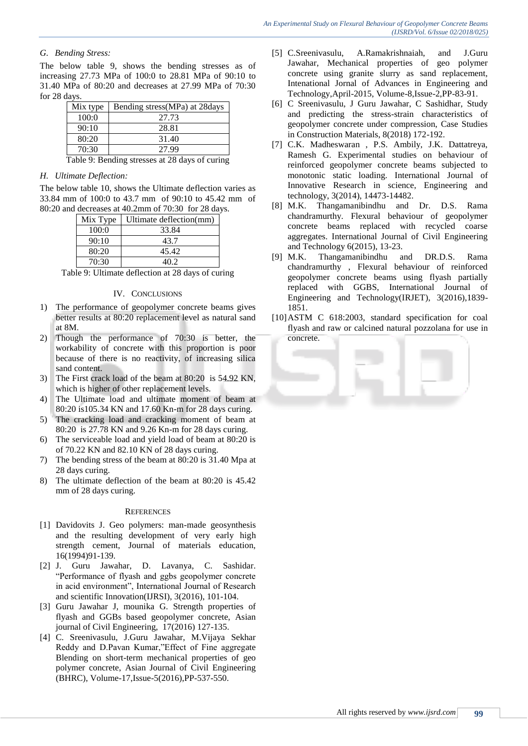### G. Bending Stress:

The below table 9, shows the bending stresses as of increasing 27.73 MPa of 100:0 to 28.81 MPa of 90:10 to 31.40 MPa of 80:20 and decreases at 27.99 MPa of 70:30 for 28 days.

| Mix type | Bending stress(MPa) at 28days |
|---|---|
| 100:0 | 27.73 |
| 90:10 | 28.81 |
| 80:20 | 31.40 |
| 70:30 | 27.99 |

Table 9: Bending stresses at 28 days of curing

### H. Ultimate Deflection:

The below table 10, shows the Ultimate deflection varies as 33.84 mm of 100:0 to 43.7 mm of 90:10 to 45.42 mm of 80:20 and decreases at 40.2mm of 70:30 for 28 days.

| Mix Type | Ultimate deflection(mm) |
|---|---|
| 100:0 | 33.84 |
| 90:10 | 43.7 |
| 80:20 | 45.42 |
| 70:30 | 40.2 |

Table 9: Ultimate deflection at 28 days of curing

## IV. Conclusions

1) The performance of geopolymer concrete beams gives better results at 80:20 replacement level as natural sand at 8M.
2) Though the performance of 70:30 is better, the workability of concrete with this proportion is poor because of there is no reactivity, of increasing silica sand content.
3) The First crack load of the beam at 80:20 is 54.92 KN, which is higher of other replacement levels.
4) The Ultimate load and ultimate moment of beam at 80:20 is105.34 KN and 17.60 Kn-m for 28 days curing.
5) The cracking load and cracking moment of beam at 80:20 is 27.78 KN and 9.26 Kn-m for 28 days curing.
6) The serviceable load and yield load of beam at 80:20 is of 70.22 KN and 82.10 KN of 28 days curing.
7) The bending stress of the beam at 80:20 is 31.40 Mpa at 28 days curing.
8) The ultimate deflection of the beam at 80:20 is 45.42 mm of 28 days curing.

## References

[1] Davidovits J. Geo polymers: man-made geosynthesis and the resulting development of very early high strength cement, Journal of materials education, 16(1994)91-139.

[2] J. Guru Jawahar, D. Lavanya, C. Sashidar. "Performance of flyash and ggbs geopolymer concrete in acid environment", International Journal of Research and scientific Innovation(IJRSI), 3(2016), 101-104.

[3] Guru Jawahar J, mounika G. Strength properties of flyash and GGBs based geopolymer concrete, Asian journal of Civil Engineering, 17(2016) 127-135.

[4] C. Sreenivasulu, J.Guru Jawahar, M.Vijaya Sekhar Reddy and D.Pavan Kumar,"Effect of Fine aggregate Blending on short-term mechanical properties of geo polymer concrete, Asian Journal of Civil Engineering (BHRC), Volume-17,Issue-5(2016),PP-537-550.

[5] C.Sreenivasulu, A.Ramakrishnaiah, and J.Guru Jawahar, Mechanical properties of geo polymer concrete using granite slurry as sand replacement, Intenational Jornal of Advances in Engineering and Technology,April-2015, Volume-8,Issue-2,PP-83-91.

[6] C Sreenivasulu, J Guru Jawahar, C Sashidhar, Study and predicting the stress-strain characteristics of geopolymer concrete under compression, Case Studies in Construction Materials, 8(2018) 172-192.

[7] C.K. Madheswaran , P.S. Ambily, J.K. Dattatreya, Ramesh G. Experimental studies on behaviour of reinforced geopolymer concrete beams subjected to monotonic static loading. International Journal of Innovative Research in science, Engineering and technology, 3(2014), 14473-14482.

[8] M.K. Thangamanibindhu and Dr. D.S. Rama chandramurthy. Flexural behaviour of geopolymer concrete beams replaced with recycled coarse aggregates. International Journal of Civil Engineering and Technology 6(2015), 13-23.

[9] M.K. Thangamanibindhu and DR.D.S. Rama chandramurthy , Flexural behaviour of reinforced geopolymer concrete beams using flyash partially replaced with GGBS, International Journal of Engineering and Technology(IRJET), 3(2016),1839-1851.

[10] ASTM C 618:2003, standard specification for coal flyash and raw or calcined natural pozzolana for use in concrete.